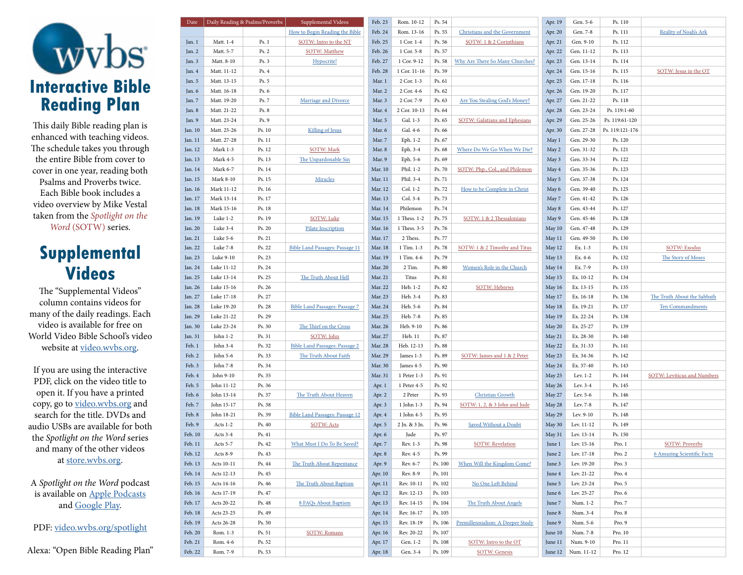# wvbs

# Interactive Bible Reading Plan

This daily Bible reading plan is enhanced with teaching videos. The schedule takes you through the entire Bible from cover to cover in one year, reading both Psalms and Proverbs twice. Each Bible book includes a video overview by Mike Vestal taken from the *Spotlight on the Word* (SOTW) series.

# Supplemental Videos

The "Supplemental Videos" column contains videos for many of the daily readings. Each video is available for free on World Video Bible School's video website at video.wvbs.org.

If you are using the interactive PDF, click on the video title to open it. If you have a printed copy, go to video.wvbs.org and search for the title. DVDs and audio USBs are available for both the *Spotlight on the Word* series and many of the other videos at store.wvbs.org.

A *Spotlight on the Word* podcast is available on Apple Podcasts and Google Play.

PDF: video.wvbs.org/spotlight

Alexa: "Open Bible Reading Plan"

| Date | Daily Reading & Psalms/Proverbs | | Supplemental Videos |
|---|---|---|---|
| | | | How to Begin Reading the Bible |
| Jan. 1 | Matt. 1-4 | Ps. 1 | SOTW: Intro to the NT |
| Jan. 2 | Matt. 5-7 | Ps. 2 | SOTW: Matthew |
| Jan. 3 | Matt. 8-10 | Ps. 3 | Hypocrite! |
| Jan. 4 | Matt. 11-12 | Ps. 4 | |
| Jan. 5 | Matt. 13-15 | Ps. 5 | |
| Jan. 6 | Matt. 16-18 | Ps. 6 | |
| Jan. 7 | Matt. 19-20 | Ps. 7 | Marriage and Divorce |
| Jan. 8 | Matt. 21-22 | Ps. 8 | |
| Jan. 9 | Matt. 23-24 | Ps. 9 | |
| Jan. 10 | Matt. 25-26 | Ps. 10 | Killing of Jesus |
| Jan. 11 | Matt. 27-28 | Ps. 11 | |
| Jan. 12 | Mark 1-3 | Ps. 12 | SOTW: Mark |
| Jan. 13 | Mark 4-5 | Ps. 13 | The Unpardonable Sin |
| Jan. 14 | Mark 6-7 | Ps. 14 | |
| Jan. 15 | Mark 8-10 | Ps. 15 | Miracles |
| Jan. 16 | Mark 11-12 | Ps. 16 | |
| Jan. 17 | Mark 13-14 | Ps. 17 | |
| Jan. 18 | Mark 15-16 | Ps. 18 | |
| Jan. 19 | Luke 1-2 | Ps. 19 | SOTW: Luke |
| Jan. 20 | Luke 3-4 | Ps. 20 | Pilate Inscription |
| Jan. 21 | Luke 5-6 | Ps. 21 | |
| Jan. 22 | Luke 7-8 | Ps. 22 | Bible Land Passages: Passage 11 |
| Jan. 23 | Luke 9-10 | Ps. 23 | |
| Jan. 24 | Luke 11-12 | Ps. 24 | |
| Jan. 25 | Luke 13-14 | Ps. 25 | The Truth About Hell |
| Jan. 26 | Luke 15-16 | Ps. 26 | |
| Jan. 27 | Luke 17-18 | Ps. 27 | |
| Jan. 28 | Luke 19-20 | Ps. 28 | Bible Land Passages: Passage 7 |
| Jan. 29 | Luke 21-22 | Ps. 29 | |
| Jan. 30 | Luke 23-24 | Ps. 30 | The Thief on the Cross |
| Jan. 31 | John 1-2 | Ps. 31 | SOTW: John |
| Feb. 1 | John 3-4 | Ps. 32 | Bible Land Passages: Passage 2 |
| Feb. 2 | John 5-6 | Ps. 33 | The Truth About Faith |
| Feb. 3 | John 7-8 | Ps. 34 | |
| Feb. 4 | John 9-10 | Ps. 35 | |
| Feb. 5 | John 11-12 | Ps. 36 | |
| Feb. 6 | John 13-14 | Ps. 37 | The Truth About Heaven |
| Feb. 7 | John 15-17 | Ps. 38 | |
| Feb. 8 | John 18-21 | Ps. 39 | Bible Land Passages: Passage 12 |
| Feb. 9 | Acts 1-2 | Ps. 40 | SOTW: Acts |
| Feb. 10 | Acts 3-4 | Ps. 41 | |
| Feb. 11 | Acts 5-7 | Ps. 42 | What Must I Do To Be Saved? |
| Feb. 12 | Acts 8-9 | Ps. 43 | |
| Feb. 13 | Acts 10-11 | Ps. 44 | The Truth About Repentance |
| Feb. 14 | Acts 12-13 | Ps. 45 | |
| Feb. 15 | Acts 14-16 | Ps. 46 | The Truth About Baptism |
| Feb. 16 | Acts 17-19 | Ps. 47 | |
| Feb. 17 | Acts 20-22 | Ps. 48 | 8 FAQs About Baptism |
| Feb. 18 | Acts 23-25 | Ps. 49 | |
| Feb. 19 | Acts 26-28 | Ps. 50 | |
| Feb. 20 | Rom. 1-3 | Ps. 51 | SOTW: Romans |
| Feb. 21 | Rom. 4-6 | Ps. 52 | |
| Feb. 22 | Rom. 7-9 | Ps. 53 | |
| Feb. 23 | Rom. 10-12 | Ps. 54 | |
| Feb. 24 | Rom. 13-16 | Ps. 55 | Christians and the Government |
| Feb. 25 | 1 Cor. 1-4 | Ps. 56 | SOTW: 1 & 2 Corinthians |
| Feb. 26 | 1 Cor. 5-8 | Ps. 57 | |
| Feb. 27 | 1 Cor. 9-12 | Ps. 58 | Why Are There So Many Churches? |
| Feb. 28 | 1 Cor. 11-16 | Ps. 59 | |
| Mar. 1 | 2 Cor. 1-3 | Ps. 61 | |
| Mar. 2 | 2 Cor. 4-6 | Ps. 62 | |
| Mar. 3 | 2 Cor. 7-9 | Ps. 63 | Are You Stealing God's Money? |
| Mar. 4 | 2 Cor. 10-13 | Ps. 64 | |
| Mar. 5 | Gal. 1-3 | Ps. 65 | SOTW: Galatians and Ephesians |
| Mar. 6 | Gal. 4-6 | Ps. 66 | |
| Mar. 7 | Eph. 1-2 | Ps. 67 | |
| Mar. 8 | Eph. 3-4 | Ps. 68 | Where Do We Go When We Die? |
| Mar. 9 | Eph. 5-6 | Ps. 69 | |
| Mar. 10 | Phil. 1-2 | Ps. 70 | SOTW: Php., Col., and Philemon |
| Mar. 11 | Phil. 3-4 | Ps. 71 | |
| Mar. 12 | Col. 1-2 | Ps. 72 | How to be Complete in Christ |
| Mar. 13 | Col. 3-4 | Ps. 73 | |
| Mar. 14 | Philemon | Ps. 74 | |
| Mar. 15 | 1 Thess. 1-2 | Ps. 75 | SOTW: 1 & 2 Thessalonians |
| Mar. 16 | 1 Thess. 3-5 | Ps. 76 | |
| Mar. 17 | 2 Thess. | Ps. 77 | |
| Mar. 18 | 1 Tim. 1-3 | Ps. 78 | SOTW: 1 & 2 Timothy and Titus |
| Mar. 19 | 1 Tim. 4-6 | Ps. 79 | |
| Mar. 20 | 2 Tim. | Ps. 80 | Women's Role in the Church |
| Mar. 21 | Titus | Ps. 81 | |
| Mar. 22 | Heb. 1-2 | Ps. 82 | SOTW: Hebrews |
| Mar. 23 | Heb. 3-4 | Ps. 83 | |
| Mar. 24 | Heb. 5-6 | Ps. 84 | |
| Mar. 25 | Heb. 7-8 | Ps. 85 | |
| Mar. 26 | Heb. 9-10 | Ps. 86 | |
| Mar. 27 | Heb. 11 | Ps. 87 | |
| Mar. 28 | Heb. 12-13 | Ps. 88 | |
| Mar. 29 | James 1-3 | Ps. 89 | SOTW: James and 1 & 2 Peter |
| Mar. 30 | James 4-5 | Ps. 90 | |
| Mar. 31 | 1 Peter 1-3 | Ps. 91 | |
| Apr. 1 | 1 Peter 4-5 | Ps. 92 | |
| Apr. 2 | 2 Peter | Ps. 93 | Christian Growth |
| Apr. 3 | 1 John 1-3 | Ps. 94 | SOTW: 1, 2, & 3 John and Jude |
| Apr. 4 | 1 John 4-5 | Ps. 95 | |
| Apr. 5 | 2 Jn. & 3 Jn. | Ps. 96 | Saved Without a Doubt |
| Apr. 6 | Jude | Ps. 97 | |
| Apr. 7 | Rev. 1-3 | Ps. 98 | SOTW: Revelation |
| Apr. 8 | Rev. 4-5 | Ps. 99 | |
| Apr. 9 | Rev. 6-7 | Ps. 100 | When Will the Kingdom Come? |
| Apr. 10 | Rev. 8-9 | Ps. 101 | |
| Apr. 11 | Rev. 10-11 | Ps. 102 | No One Left Behind |
| Apr. 12 | Rev. 12-13 | Ps. 103 | |
| Apr. 13 | Rev. 14-15 | Ps. 104 | The Truth About Angels |
| Apr. 14 | Rev. 16-17 | Ps. 105 | |
| Apr. 15 | Rev. 18-19 | Ps. 106 | Premillennialism: A Deeper Study |
| Apr. 16 | Rev. 20-22 | Ps. 107 | |
| Apr. 17 | Gen. 1-2 | Ps. 108 | SOTW: Intro to the OT |
| Apr. 18 | Gen. 3-4 | Ps. 109 | SOTW: Genesis |
| Apr. 19 | Gen. 5-6 | Ps. 110 | |
| Apr. 20 | Gen. 7-8 | Ps. 111 | Reality of Noah's Ark |
| Apr. 21 | Gen. 9-10 | Ps. 112 | |
| Apr. 22 | Gen. 11-12 | Ps. 113 | |
| Apr. 23 | Gen. 13-14 | Ps. 114 | |
| Apr. 24 | Gen. 15-16 | Ps. 115 | SOTW: Jesus in the OT |
| Apr. 25 | Gen. 17-18 | Ps. 116 | |
| Apr. 26 | Gen. 19-20 | Ps. 117 | |
| Apr. 27 | Gen. 21-22 | Ps. 118 | |
| Apr. 28 | Gen. 23-24 | Ps. 119:1-60 | |
| Apr. 29 | Gen. 25-26 | Ps. 119:61-120 | |
| Apr. 30 | Gen. 27-28 | Ps. 119:121-176 | |
| May 1 | Gen. 29-30 | Ps. 120 | |
| May 2 | Gen. 31-32 | Ps. 121 | |
| May 3 | Gen. 33-34 | Ps. 122 | |
| May 4 | Gen. 35-36 | Ps. 123 | |
| May 5 | Gen. 37-38 | Ps. 124 | |
| May 6 | Gen. 39-40 | Ps. 125 | |
| May 7 | Gen. 41-42 | Ps. 126 | |
| May 8 | Gen. 43-44 | Ps. 127 | |
| May 9 | Gen. 45-46 | Ps. 128 | |
| May 10 | Gen. 47-48 | Ps. 129 | |
| May 11 | Gen. 49-50 | Ps. 130 | |
| May 12 | Ex. 1-3 | Ps. 131 | SOTW: Exodus |
| May 13 | Ex. 4-6 | Ps. 132 | The Story of Moses |
| May 14 | Ex. 7-9 | Ps. 133 | |
| May 15 | Ex. 10-12 | Ps. 134 | |
| May 16 | Ex. 13-15 | Ps. 135 | |
| May 17 | Ex. 16-18 | Ps. 136 | The Truth About the Sabbath |
| May 18 | Ex. 19-21 | Ps. 137 | Ten Commandments |
| May 19 | Ex. 22-24 | Ps. 138 | |
| May 20 | Ex. 25-27 | Ps. 139 | |
| May 21 | Ex. 28-30 | Ps. 140 | |
| May 22 | Ex. 31-33 | Ps. 141 | |
| May 23 | Ex. 34-36 | Ps. 142 | |
| May 24 | Ex. 37-40 | Ps. 143 | |
| May 25 | Lev. 1-2 | Ps. 144 | SOTW: Leviticus and Numbers |
| May 26 | Lev. 3-4 | Ps. 145 | |
| May 27 | Lev. 5-6 | Ps. 146 | |
| May 28 | Lev. 7-8 | Ps. 147 | |
| May 29 | Lev. 9-10 | Ps. 148 | |
| May 30 | Lev. 11-12 | Ps. 149 | |
| May 31 | Lev. 13-14 | Ps. 150 | |
| June 1 | Lev. 15-16 | Pro. 1 | SOTW: Proverbs |
| June 2 | Lev. 17-18 | Pro. 2 | 6 Amazing Scientific Facts |
| June 3 | Lev. 19-20 | Pro. 3 | |
| June 4 | Lev. 21-22 | Pro. 4 | |
| June 5 | Lev. 23-24 | Pro. 5 | |
| June 6 | Lev. 25-27 | Pro. 6 | |
| June 7 | Num. 1-2 | Pro. 7 | |
| June 8 | Num. 3-4 | Pro. 8 | |
| June 9 | Num. 5-6 | Pro. 9 | |
| June 10 | Num. 7-8 | Pro. 10 | |
| June 11 | Num. 9-10 | Pro. 11 | |
| June 12 | Num. 11-12 | Pro. 12 | |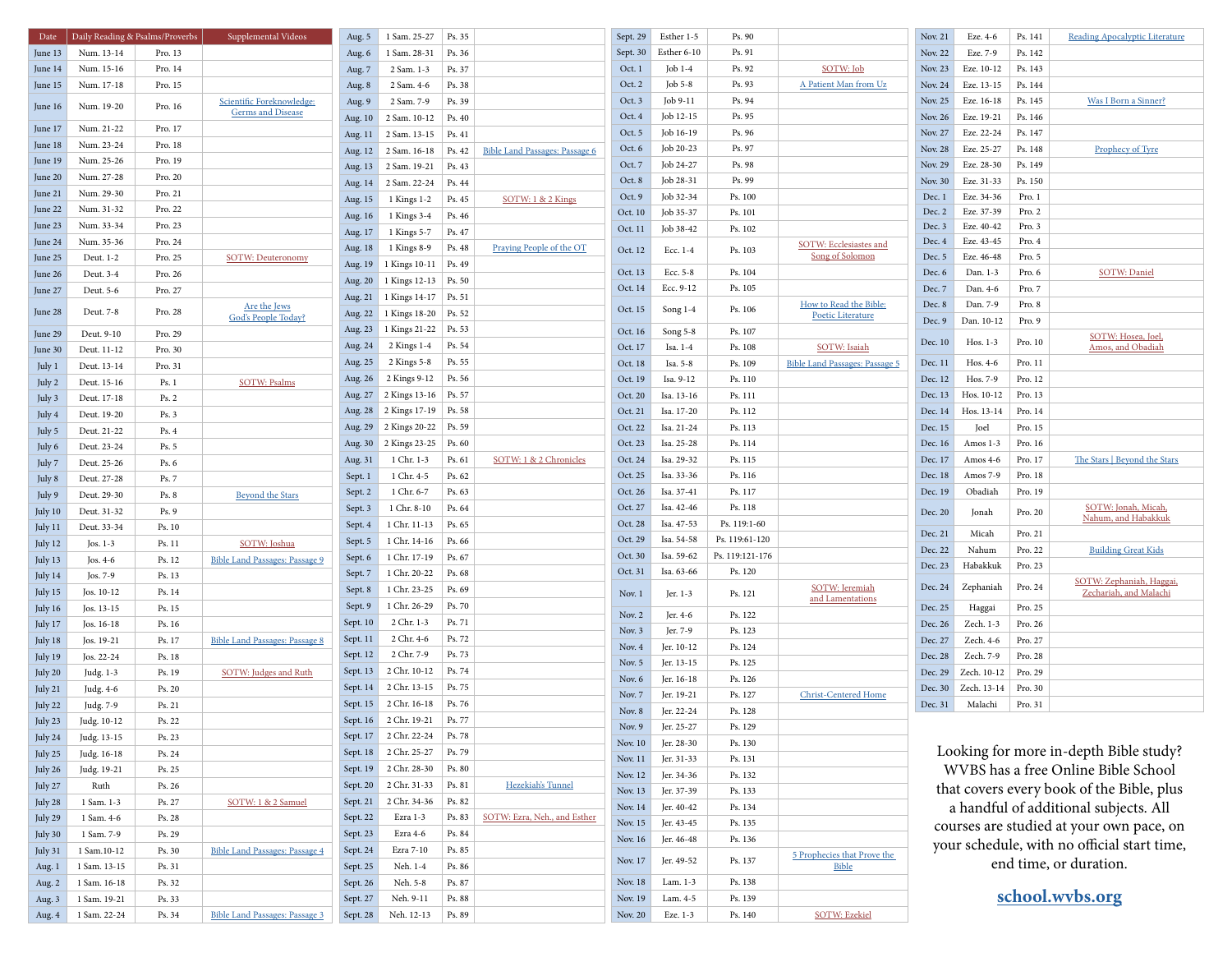| Date | Daily Reading & Psalms/Proverbs | | Supplemental Videos |
|---|---|---|---|
| June 13 | Num. 13-14 | Pro. 13 | |
| June 14 | Num. 15-16 | Pro. 14 | |
| June 15 | Num. 17-18 | Pro. 15 | |
| June 16 | Num. 19-20 | Pro. 16 | Scientific Foreknowledge: Germs and Disease |
| June 17 | Num. 21-22 | Pro. 17 | |
| June 18 | Num. 23-24 | Pro. 18 | |
| June 19 | Num. 25-26 | Pro. 19 | |
| June 20 | Num. 27-28 | Pro. 20 | |
| June 21 | Num. 29-30 | Pro. 21 | |
| June 22 | Num. 31-32 | Pro. 22 | |
| June 23 | Num. 33-34 | Pro. 23 | |
| June 24 | Num. 35-36 | Pro. 24 | |
| June 25 | Deut. 1-2 | Pro. 25 | SOTW: Deuteronomy |
| June 26 | Deut. 3-4 | Pro. 26 | |
| June 27 | Deut. 5-6 | Pro. 27 | |
| June 28 | Deut. 7-8 | Pro. 28 | Are the Jews God's People Today? |
| June 29 | Deut. 9-10 | Pro. 29 | |
| June 30 | Deut. 11-12 | Pro. 30 | |
| July 1 | Deut. 13-14 | Pro. 31 | |
| July 2 | Deut. 15-16 | Ps. 1 | SOTW: Psalms |
| July 3 | Deut. 17-18 | Ps. 2 | |
| July 4 | Deut. 19-20 | Ps. 3 | |
| July 5 | Deut. 21-22 | Ps. 4 | |
| July 6 | Deut. 23-24 | Ps. 5 | |
| July 7 | Deut. 25-26 | Ps. 6 | |
| July 8 | Deut. 27-28 | Ps. 7 | |
| July 9 | Deut. 29-30 | Ps. 8 | Beyond the Stars |
| July 10 | Deut. 31-32 | Ps. 9 | |
| July 11 | Deut. 33-34 | Ps. 10 | |
| July 12 | Jos. 1-3 | Ps. 11 | SOTW: Joshua |
| July 13 | Jos. 4-6 | Ps. 12 | Bible Land Passages: Passage 9 |
| July 14 | Jos. 7-9 | Ps. 13 | |
| July 15 | Jos. 10-12 | Ps. 14 | |
| July 16 | Jos. 13-15 | Ps. 15 | |
| July 17 | Jos. 16-18 | Ps. 16 | |
| July 18 | Jos. 19-21 | Ps. 17 | Bible Land Passages: Passage 8 |
| July 19 | Jos. 22-24 | Ps. 18 | |
| July 20 | Judg. 1-3 | Ps. 19 | SOTW: Judges and Ruth |
| July 21 | Judg. 4-6 | Ps. 20 | |
| July 22 | Judg. 7-9 | Ps. 21 | |
| July 23 | Judg. 10-12 | Ps. 22 | |
| July 24 | Judg. 13-15 | Ps. 23 | |
| July 25 | Judg. 16-18 | Ps. 24 | |
| July 26 | Judg. 19-21 | Ps. 25 | |
| July 27 | Ruth | Ps. 26 | |
| July 28 | 1 Sam. 1-3 | Ps. 27 | SOTW: 1 & 2 Samuel |
| July 29 | 1 Sam. 4-6 | Ps. 28 | |
| July 30 | 1 Sam. 7-9 | Ps. 29 | |
| July 31 | 1 Sam.10-12 | Ps. 30 | Bible Land Passages: Passage 4 |
| Aug. 1 | 1 Sam. 13-15 | Ps. 31 | |
| Aug. 2 | 1 Sam. 16-18 | Ps. 32 | |
| Aug. 3 | 1 Sam. 19-21 | Ps. 33 | |
| Aug. 4 | 1 Sam. 22-24 | Ps. 34 | Bible Land Passages: Passage 3 |
| Aug. 5 | 1 Sam. 25-27 | Ps. 35 | |
| Aug. 6 | 1 Sam. 28-31 | Ps. 36 | |
| Aug. 7 | 2 Sam. 1-3 | Ps. 37 | |
| Aug. 8 | 2 Sam. 4-6 | Ps. 38 | |
| Aug. 9 | 2 Sam. 7-9 | Ps. 39 | |
| Aug. 10 | 2 Sam. 10-12 | Ps. 40 | |
| Aug. 11 | 2 Sam. 13-15 | Ps. 41 | |
| Aug. 12 | 2 Sam. 16-18 | Ps. 42 | Bible Land Passages: Passage 6 |
| Aug. 13 | 2 Sam. 19-21 | Ps. 43 | |
| Aug. 14 | 2 Sam. 22-24 | Ps. 44 | |
| Aug. 15 | 1 Kings 1-2 | Ps. 45 | SOTW: 1 & 2 Kings |
| Aug. 16 | 1 Kings 3-4 | Ps. 46 | |
| Aug. 17 | 1 Kings 5-7 | Ps. 47 | |
| Aug. 18 | 1 Kings 8-9 | Ps. 48 | Praying People of the OT |
| Aug. 19 | 1 Kings 10-11 | Ps. 49 | |
| Aug. 20 | 1 Kings 12-13 | Ps. 50 | |
| Aug. 21 | 1 Kings 14-17 | Ps. 51 | |
| Aug. 22 | 1 Kings 18-20 | Ps. 52 | |
| Aug. 23 | 1 Kings 21-22 | Ps. 53 | |
| Aug. 24 | 2 Kings 1-4 | Ps. 54 | |
| Aug. 25 | 2 Kings 5-8 | Ps. 55 | |
| Aug. 26 | 2 Kings 9-12 | Ps. 56 | |
| Aug. 27 | 2 Kings 13-16 | Ps. 57 | |
| Aug. 28 | 2 Kings 17-19 | Ps. 58 | |
| Aug. 29 | 2 Kings 20-22 | Ps. 59 | |
| Aug. 30 | 2 Kings 23-25 | Ps. 60 | |
| Aug. 31 | 1 Chr. 1-3 | Ps. 61 | SOTW: 1 & 2 Chronicles |
| Sept. 1 | 1 Chr. 4-5 | Ps. 62 | |
| Sept. 2 | 1 Chr. 6-7 | Ps. 63 | |
| Sept. 3 | 1 Chr. 8-10 | Ps. 64 | |
| Sept. 4 | 1 Chr. 11-13 | Ps. 65 | |
| Sept. 5 | 1 Chr. 14-16 | Ps. 66 | |
| Sept. 6 | 1 Chr. 17-19 | Ps. 67 | |
| Sept. 7 | 1 Chr. 20-22 | Ps. 68 | |
| Sept. 8 | 1 Chr. 23-25 | Ps. 69 | |
| Sept. 9 | 1 Chr. 26-29 | Ps. 70 | |
| Sept. 10 | 2 Chr. 1-3 | Ps. 71 | |
| Sept. 11 | 2 Chr. 4-6 | Ps. 72 | |
| Sept. 12 | 2 Chr. 7-9 | Ps. 73 | |
| Sept. 13 | 2 Chr. 10-12 | Ps. 74 | |
| Sept. 14 | 2 Chr. 13-15 | Ps. 75 | |
| Sept. 15 | 2 Chr. 16-18 | Ps. 76 | |
| Sept. 16 | 2 Chr. 19-21 | Ps. 77 | |
| Sept. 17 | 2 Chr. 22-24 | Ps. 78 | |
| Sept. 18 | 2 Chr. 25-27 | Ps. 79 | |
| Sept. 19 | 2 Chr. 28-30 | Ps. 80 | |
| Sept. 20 | 2 Chr. 31-33 | Ps. 81 | Hezekiah's Tunnel |
| Sept. 21 | 2 Chr. 34-36 | Ps. 82 | |
| Sept. 22 | Ezra 1-3 | Ps. 83 | SOTW: Ezra, Neh., and Esther |
| Sept. 23 | Ezra 4-6 | Ps. 84 | |
| Sept. 24 | Ezra 7-10 | Ps. 85 | |
| Sept. 25 | Neh. 1-4 | Ps. 86 | |
| Sept. 26 | Neh. 5-8 | Ps. 87 | |
| Sept. 27 | Neh. 9-11 | Ps. 88 | |
| Sept. 28 | Neh. 12-13 | Ps. 89 | |
| Sept. 29 | Esther 1-5 | Ps. 90 | |
| Sept. 30 | Esther 6-10 | Ps. 91 | |
| Oct. 1 | Job 1-4 | Ps. 92 | SOTW: Job |
| Oct. 2 | Job 5-8 | Ps. 93 | A Patient Man from Uz |
| Oct. 3 | Job 9-11 | Ps. 94 | |
| Oct. 4 | Job 12-15 | Ps. 95 | |
| Oct. 5 | Job 16-19 | Ps. 96 | |
| Oct. 6 | Job 20-23 | Ps. 97 | |
| Oct. 7 | Job 24-27 | Ps. 98 | |
| Oct. 8 | Job 28-31 | Ps. 99 | |
| Oct. 9 | Job 32-34 | Ps. 100 | |
| Oct. 10 | Job 35-37 | Ps. 101 | |
| Oct. 11 | Job 38-42 | Ps. 102 | |
| Oct. 12 | Ecc. 1-4 | Ps. 103 | SOTW: Ecclesiastes and Song of Solomon |
| Oct. 13 | Ecc. 5-8 | Ps. 104 | |
| Oct. 14 | Ecc. 9-12 | Ps. 105 | |
| Oct. 15 | Song 1-4 | Ps. 106 | How to Read the Bible: Poetic Literature |
| Oct. 16 | Song 5-8 | Ps. 107 | |
| Oct. 17 | Isa. 1-4 | Ps. 108 | SOTW: Isaiah |
| Oct. 18 | Isa. 5-8 | Ps. 109 | Bible Land Passages: Passage 5 |
| Oct. 19 | Isa. 9-12 | Ps. 110 | |
| Oct. 20 | Isa. 13-16 | Ps. 111 | |
| Oct. 21 | Isa. 17-20 | Ps. 112 | |
| Oct. 22 | Isa. 21-24 | Ps. 113 | |
| Oct. 23 | Isa. 25-28 | Ps. 114 | |
| Oct. 24 | Isa. 29-32 | Ps. 115 | |
| Oct. 25 | Isa. 33-36 | Ps. 116 | |
| Oct. 26 | Isa. 37-41 | Ps. 117 | |
| Oct. 27 | Isa. 42-46 | Ps. 118 | |
| Oct. 28 | Isa. 47-53 | Ps. 119:1-60 | |
| Oct. 29 | Isa. 54-58 | Ps. 119:61-120 | |
| Oct. 30 | Isa. 59-62 | Ps. 119:121-176 | |
| Oct. 31 | Isa. 63-66 | Ps. 120 | |
| Nov. 1 | Jer. 1-3 | Ps. 121 | SOTW: Jeremiah and Lamentations |
| Nov. 2 | Jer. 4-6 | Ps. 122 | |
| Nov. 3 | Jer. 7-9 | Ps. 123 | |
| Nov. 4 | Jer. 10-12 | Ps. 124 | |
| Nov. 5 | Jer. 13-15 | Ps. 125 | |
| Nov. 6 | Jer. 16-18 | Ps. 126 | |
| Nov. 7 | Jer. 19-21 | Ps. 127 | Christ-Centered Home |
| Nov. 8 | Jer. 22-24 | Ps. 128 | |
| Nov. 9 | Jer. 25-27 | Ps. 129 | |
| Nov. 10 | Jer. 28-30 | Ps. 130 | |
| Nov. 11 | Jer. 31-33 | Ps. 131 | |
| Nov. 12 | Jer. 34-36 | Ps. 132 | |
| Nov. 13 | Jer. 37-39 | Ps. 133 | |
| Nov. 14 | Jer. 40-42 | Ps. 134 | |
| Nov. 15 | Jer. 43-45 | Ps. 135 | |
| Nov. 16 | Jer. 46-48 | Ps. 136 | |
| Nov. 17 | Jer. 49-52 | Ps. 137 | 5 Prophecies that Prove the Bible |
| Nov. 18 | Lam. 1-3 | Ps. 138 | |
| Nov. 19 | Lam. 4-5 | Ps. 139 | |
| Nov. 20 | Eze. 1-3 | Ps. 140 | SOTW: Ezekiel |
| Nov. 21 | Eze. 4-6 | Ps. 141 | Reading Apocalyptic Literature |
| Nov. 22 | Eze. 7-9 | Ps. 142 | |
| Nov. 23 | Eze. 10-12 | Ps. 143 | |
| Nov. 24 | Eze. 13-15 | Ps. 144 | |
| Nov. 25 | Eze. 16-18 | Ps. 145 | Was I Born a Sinner? |
| Nov. 26 | Eze. 19-21 | Ps. 146 | |
| Nov. 27 | Eze. 22-24 | Ps. 147 | |
| Nov. 28 | Eze. 25-27 | Ps. 148 | Prophecy of Tyre |
| Nov. 29 | Eze. 28-30 | Ps. 149 | |
| Nov. 30 | Eze. 31-33 | Ps. 150 | |
| Dec. 1 | Eze. 34-36 | Pro. 1 | |
| Dec. 2 | Eze. 37-39 | Pro. 2 | |
| Dec. 3 | Eze. 40-42 | Pro. 3 | |
| Dec. 4 | Eze. 43-45 | Pro. 4 | |
| Dec. 5 | Eze. 46-48 | Pro. 5 | |
| Dec. 6 | Dan. 1-3 | Pro. 6 | SOTW: Daniel |
| Dec. 7 | Dan. 4-6 | Pro. 7 | |
| Dec. 8 | Dan. 7-9 | Pro. 8 | |
| Dec. 9 | Dan. 10-12 | Pro. 9 | |
| Dec. 10 | Hos. 1-3 | Pro. 10 | SOTW: Hosea, Joel, Amos, and Obadiah |
| Dec. 11 | Hos. 4-6 | Pro. 11 | |
| Dec. 12 | Hos. 7-9 | Pro. 12 | |
| Dec. 13 | Hos. 10-12 | Pro. 13 | |
| Dec. 14 | Hos. 13-14 | Pro. 14 | |
| Dec. 15 | Joel | Pro. 15 | |
| Dec. 16 | Amos 1-3 | Pro. 16 | |
| Dec. 17 | Amos 4-6 | Pro. 17 | The Stars \| Beyond the Stars |
| Dec. 18 | Amos 7-9 | Pro. 18 | |
| Dec. 19 | Obadiah | Pro. 19 | |
| Dec. 20 | Jonah | Pro. 20 | SOTW: Jonah, Micah, Nahum, and Habakkuk |
| Dec. 21 | Micah | Pro. 21 | |
| Dec. 22 | Nahum | Pro. 22 | Building Great Kids |
| Dec. 23 | Habakkuk | Pro. 23 | |
| Dec. 24 | Zephaniah | Pro. 24 | SOTW: Zephaniah, Haggai, Zechariah, and Malachi |
| Dec. 25 | Haggai | Pro. 25 | |
| Dec. 26 | Zech. 1-3 | Pro. 26 | |
| Dec. 27 | Zech. 4-6 | Pro. 27 | |
| Dec. 28 | Zech. 7-9 | Pro. 28 | |
| Dec. 29 | Zech. 10-12 | Pro. 29 | |
| Dec. 30 | Zech. 13-14 | Pro. 30 | |
| Dec. 31 | Malachi | Pro. 31 | |

Looking for more in-depth Bible study? WVBS has a free Online Bible School that covers every book of the Bible, plus a handful of additional subjects. All courses are studied at your own pace, on your schedule, with no official start time, end time, or duration.

**school.wvbs.org**